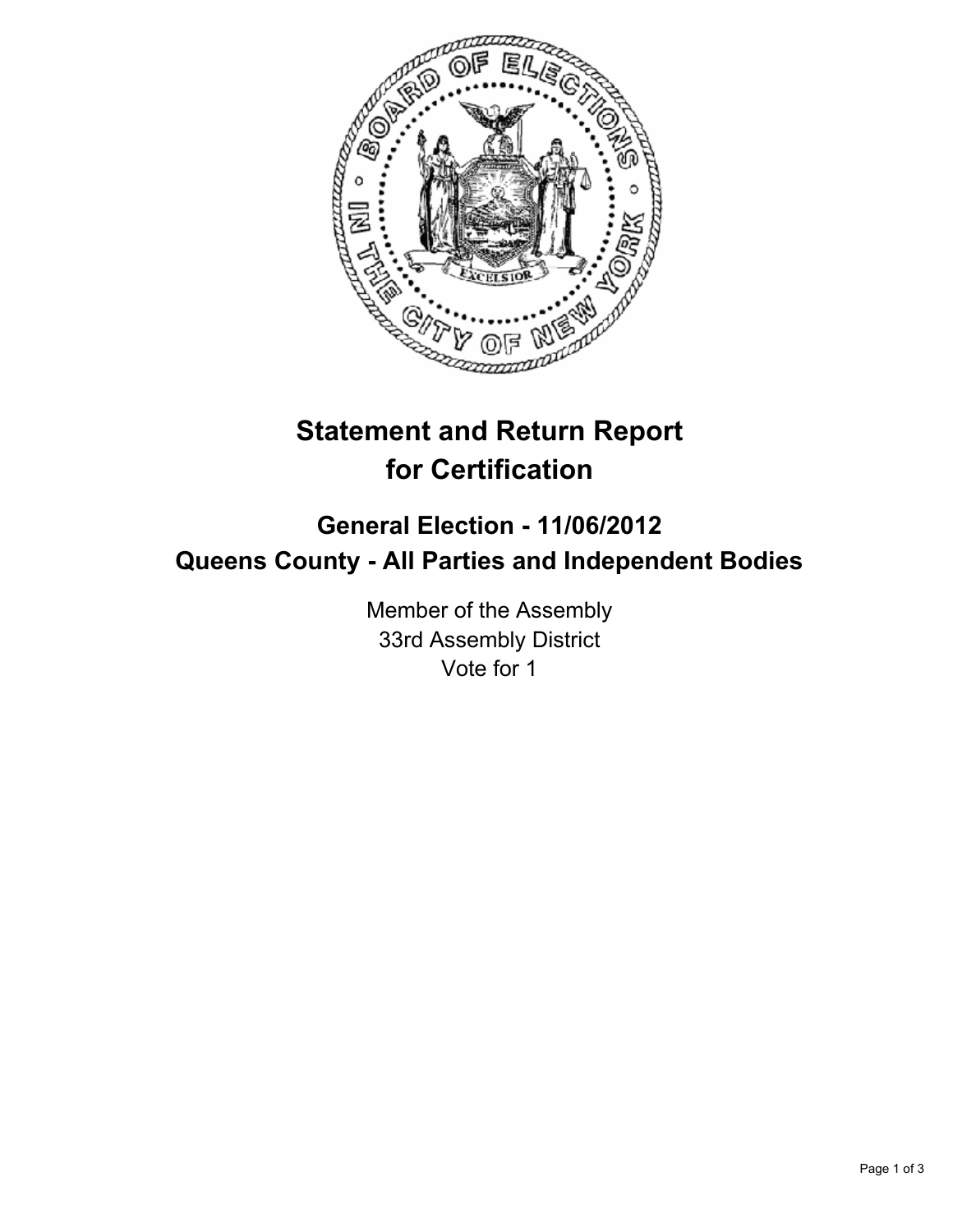# Statement and Return Report for Certification

## General Election - 11/06/2012
## Queens County - All Parties and Independent Bodies

Member of the Assembly
33rd Assembly District
Vote for 1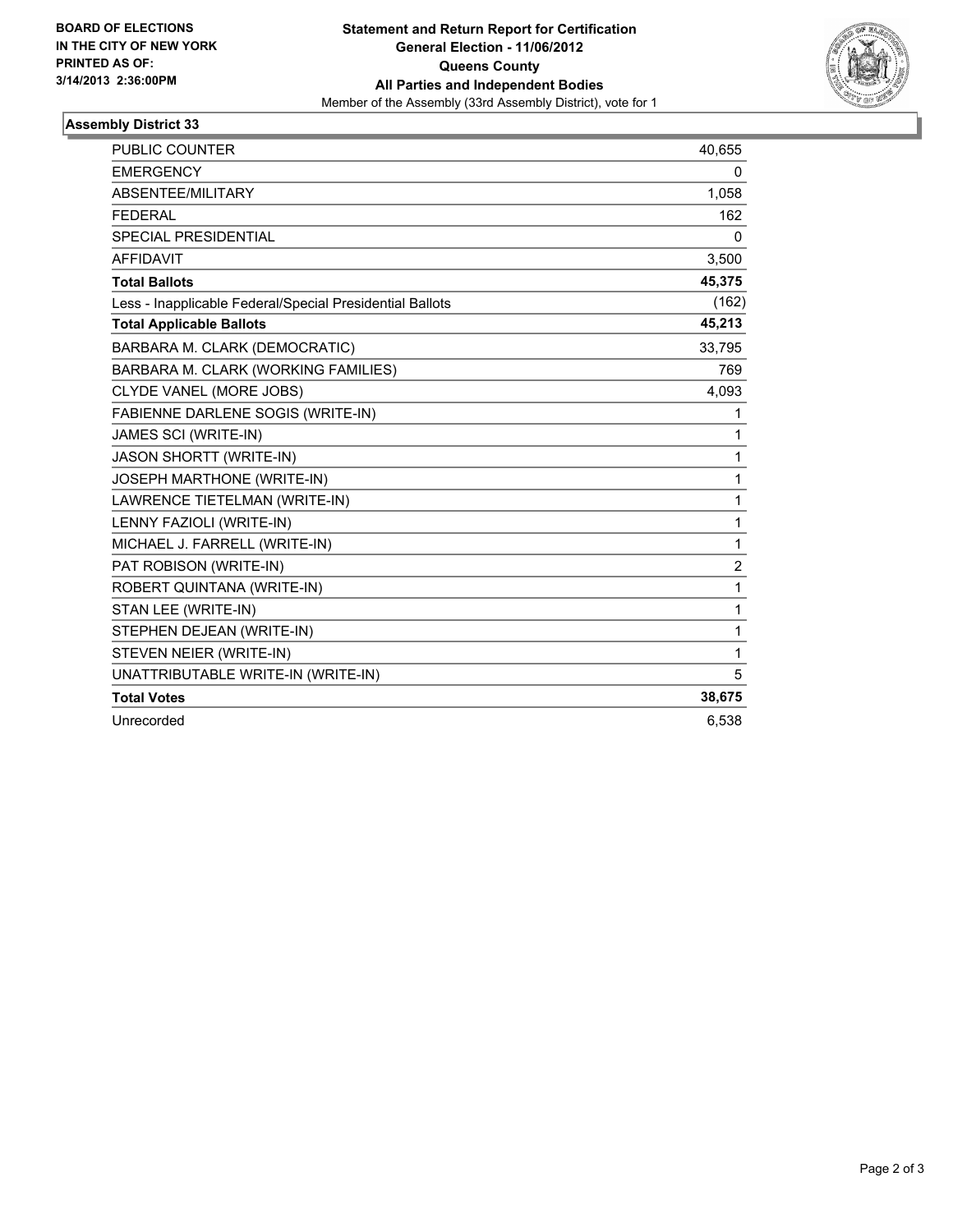**BOARD OF ELECTIONS IN THE CITY OF NEW YORK PRINTED AS OF: 3/14/2013 2:36:00PM**

**Statement and Return Report for Certification General Election - 11/06/2012 Queens County All Parties and Independent Bodies**

Member of the Assembly (33rd Assembly District), vote for 1

## Assembly District 33

| | |
|---|---|
| PUBLIC COUNTER | 40,655 |
| EMERGENCY | 0 |
| ABSENTEE/MILITARY | 1,058 |
| FEDERAL | 162 |
| SPECIAL PRESIDENTIAL | 0 |
| AFFIDAVIT | 3,500 |
| **Total Ballots** | **45,375** |
| Less - Inapplicable Federal/Special Presidential Ballots | (162) |
| **Total Applicable Ballots** | **45,213** |
| BARBARA M. CLARK (DEMOCRATIC) | 33,795 |
| BARBARA M. CLARK (WORKING FAMILIES) | 769 |
| CLYDE VANEL (MORE JOBS) | 4,093 |
| FABIENNE DARLENE SOGIS (WRITE-IN) | 1 |
| JAMES SCI (WRITE-IN) | 1 |
| JASON SHORTT (WRITE-IN) | 1 |
| JOSEPH MARTHONE (WRITE-IN) | 1 |
| LAWRENCE TIETELMAN (WRITE-IN) | 1 |
| LENNY FAZIOLI (WRITE-IN) | 1 |
| MICHAEL J. FARRELL (WRITE-IN) | 1 |
| PAT ROBISON (WRITE-IN) | 2 |
| ROBERT QUINTANA (WRITE-IN) | 1 |
| STAN LEE (WRITE-IN) | 1 |
| STEPHEN DEJEAN (WRITE-IN) | 1 |
| STEVEN NEIER (WRITE-IN) | 1 |
| UNATTRIBUTABLE WRITE-IN (WRITE-IN) | 5 |
| **Total Votes** | **38,675** |
| Unrecorded | 6,538 |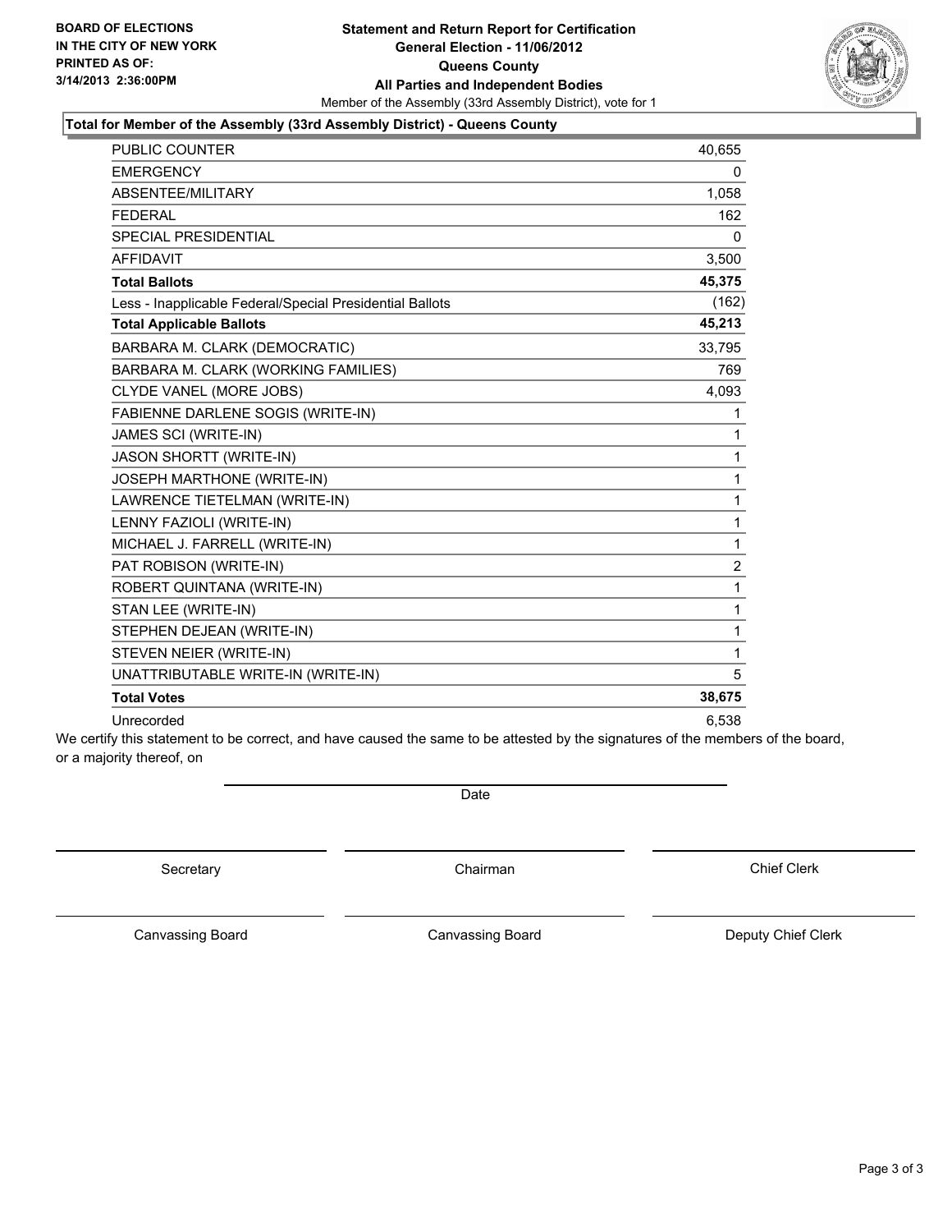**BOARD OF ELECTIONS IN THE CITY OF NEW YORK PRINTED AS OF: 3/14/2013 2:36:00PM**

**Statement and Return Report for Certification General Election - 11/06/2012 Queens County All Parties and Independent Bodies**

Member of the Assembly (33rd Assembly District), vote for 1

**Total for Member of the Assembly (33rd Assembly District) - Queens County**

| | |
|---|---|
| PUBLIC COUNTER | 40,655 |
| EMERGENCY | 0 |
| ABSENTEE/MILITARY | 1,058 |
| FEDERAL | 162 |
| SPECIAL PRESIDENTIAL | 0 |
| AFFIDAVIT | 3,500 |
| **Total Ballots** | **45,375** |
| Less - Inapplicable Federal/Special Presidential Ballots | (162) |
| **Total Applicable Ballots** | **45,213** |
| BARBARA M. CLARK (DEMOCRATIC) | 33,795 |
| BARBARA M. CLARK (WORKING FAMILIES) | 769 |
| CLYDE VANEL (MORE JOBS) | 4,093 |
| FABIENNE DARLENE SOGIS (WRITE-IN) | 1 |
| JAMES SCI (WRITE-IN) | 1 |
| JASON SHORTT (WRITE-IN) | 1 |
| JOSEPH MARTHONE (WRITE-IN) | 1 |
| LAWRENCE TIETELMAN (WRITE-IN) | 1 |
| LENNY FAZIOLI (WRITE-IN) | 1 |
| MICHAEL J. FARRELL (WRITE-IN) | 1 |
| PAT ROBISON (WRITE-IN) | 2 |
| ROBERT QUINTANA (WRITE-IN) | 1 |
| STAN LEE (WRITE-IN) | 1 |
| STEPHEN DEJEAN (WRITE-IN) | 1 |
| STEVEN NEIER (WRITE-IN) | 1 |
| UNATTRIBUTABLE WRITE-IN (WRITE-IN) | 5 |
| **Total Votes** | **38,675** |
| Unrecorded | 6,538 |

We certify this statement to be correct, and have caused the same to be attested by the signatures of the members of the board, or a majority thereof, on

Date

Secretary | Chairman | Chief Clerk

Canvassing Board | Canvassing Board | Deputy Chief Clerk